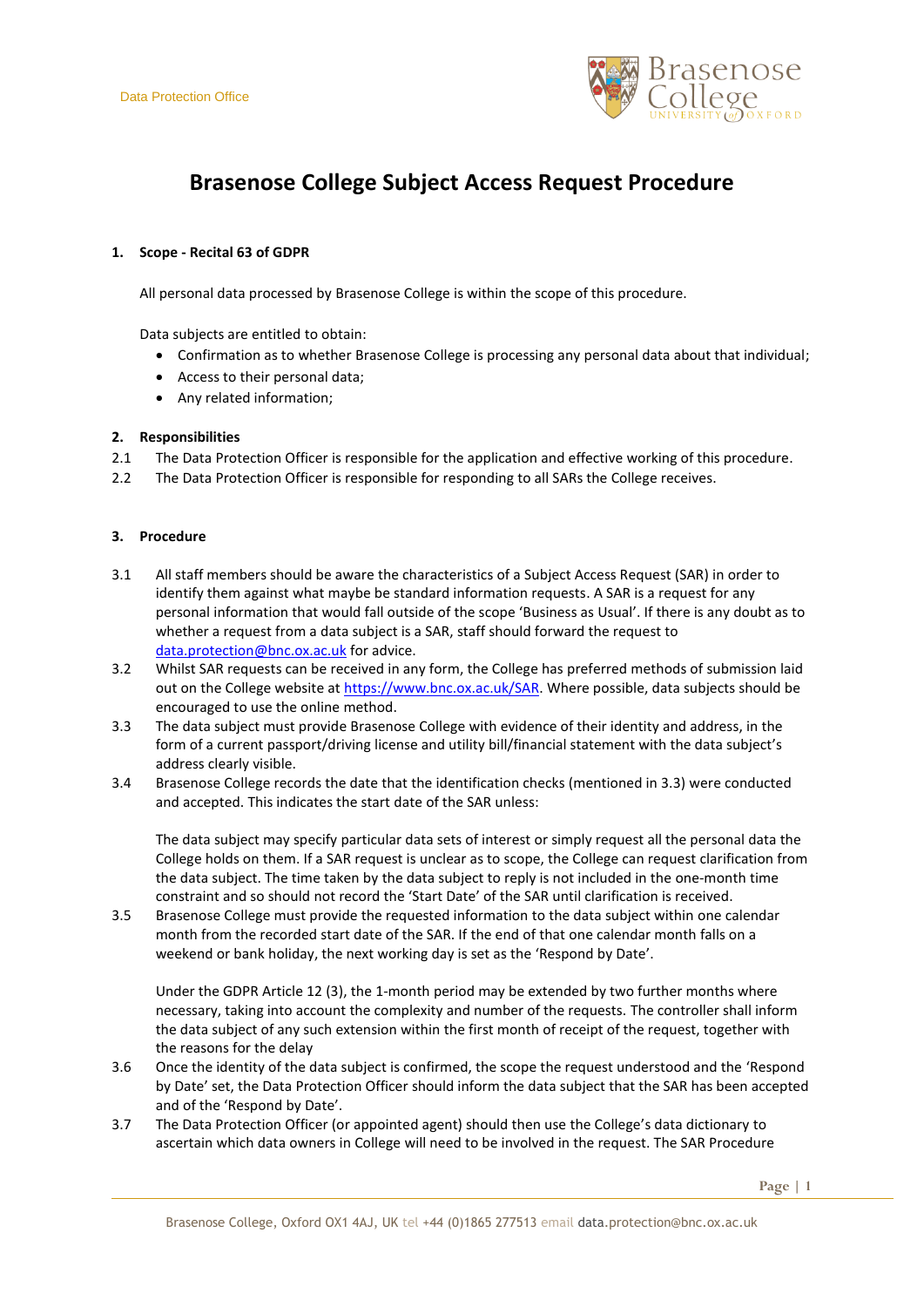# Brasenose College Subject Access Request Procedure

## 1. Scope - Recital 63 of GDPR

All personal data processed by Brasenose College is within the scope of this procedure.

Data subjects are entitled to obtain:

- Confirmation as to whether Brasenose College is processing any personal data about that individual;
- Access to their personal data;
- Any related information;

## 2. Responsibilities

2.1 The Data Protection Officer is responsible for the application and effective working of this procedure.

2.2 The Data Protection Officer is responsible for responding to all SARs the College receives.

## 3. Procedure

3.1 All staff members should be aware the characteristics of a Subject Access Request (SAR) in order to identify them against what maybe be standard information requests. A SAR is a request for any personal information that would fall outside of the scope 'Business as Usual'. If there is any doubt as to whether a request from a data subject is a SAR, staff should forward the request to data.protection@bnc.ox.ac.uk for advice.

3.2 Whilst SAR requests can be received in any form, the College has preferred methods of submission laid out on the College website at https://www.bnc.ox.ac.uk/SAR. Where possible, data subjects should be encouraged to use the online method.

3.3 The data subject must provide Brasenose College with evidence of their identity and address, in the form of a current passport/driving license and utility bill/financial statement with the data subject's address clearly visible.

3.4 Brasenose College records the date that the identification checks (mentioned in 3.3) were conducted and accepted. This indicates the start date of the SAR unless:

The data subject may specify particular data sets of interest or simply request all the personal data the College holds on them. If a SAR request is unclear as to scope, the College can request clarification from the data subject. The time taken by the data subject to reply is not included in the one-month time constraint and so should not record the 'Start Date' of the SAR until clarification is received.

3.5 Brasenose College must provide the requested information to the data subject within one calendar month from the recorded start date of the SAR. If the end of that one calendar month falls on a weekend or bank holiday, the next working day is set as the 'Respond by Date'.

Under the GDPR Article 12 (3), the 1-month period may be extended by two further months where necessary, taking into account the complexity and number of the requests. The controller shall inform the data subject of any such extension within the first month of receipt of the request, together with the reasons for the delay

3.6 Once the identity of the data subject is confirmed, the scope the request understood and the 'Respond by Date' set, the Data Protection Officer should inform the data subject that the SAR has been accepted and of the 'Respond by Date'.

3.7 The Data Protection Officer (or appointed agent) should then use the College's data dictionary to ascertain which data owners in College will need to be involved in the request. The SAR Procedure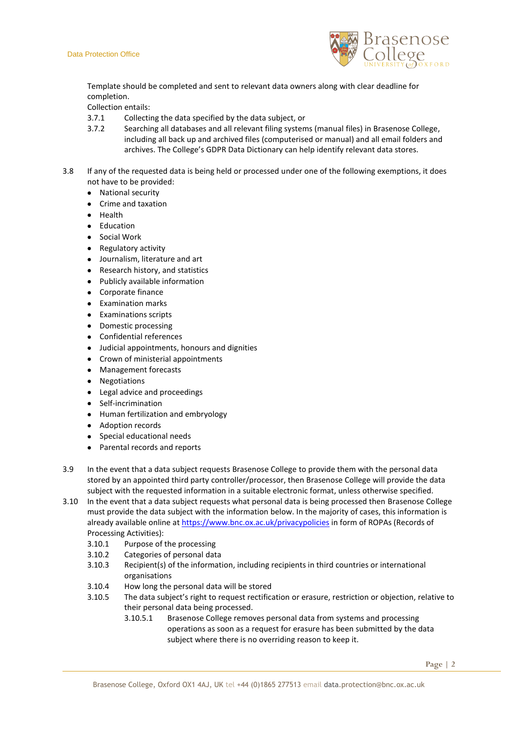Template should be completed and sent to relevant data owners along with clear deadline for completion.

Collection entails:

3.7.1 Collecting the data specified by the data subject, or

3.7.2 Searching all databases and all relevant filing systems (manual files) in Brasenose College, including all back up and archived files (computerised or manual) and all email folders and archives. The College's GDPR Data Dictionary can help identify relevant data stores.

3.8 If any of the requested data is being held or processed under one of the following exemptions, it does not have to be provided:

- National security
- Crime and taxation
- Health
- Education
- Social Work
- Regulatory activity
- Journalism, literature and art
- Research history, and statistics
- Publicly available information
- Corporate finance
- Examination marks
- Examinations scripts
- Domestic processing
- Confidential references
- Judicial appointments, honours and dignities
- Crown of ministerial appointments
- Management forecasts
- Negotiations
- Legal advice and proceedings
- Self-incrimination
- Human fertilization and embryology
- Adoption records
- Special educational needs
- Parental records and reports

3.9 In the event that a data subject requests Brasenose College to provide them with the personal data stored by an appointed third party controller/processor, then Brasenose College will provide the data subject with the requested information in a suitable electronic format, unless otherwise specified.

3.10 In the event that a data subject requests what personal data is being processed then Brasenose College must provide the data subject with the information below. In the majority of cases, this information is already available online at [https://www.bnc.ox.ac.uk/privacypolicies](https://www.bnc.ox.ac.uk/privacypolicies) in form of ROPAs (Records of Processing Activities):

3.10.1 Purpose of the processing

3.10.2 Categories of personal data

3.10.3 Recipient(s) of the information, including recipients in third countries or international organisations

3.10.4 How long the personal data will be stored

3.10.5 The data subject's right to request rectification or erasure, restriction or objection, relative to their personal data being processed.

3.10.5.1 Brasenose College removes personal data from systems and processing operations as soon as a request for erasure has been submitted by the data subject where there is no overriding reason to keep it.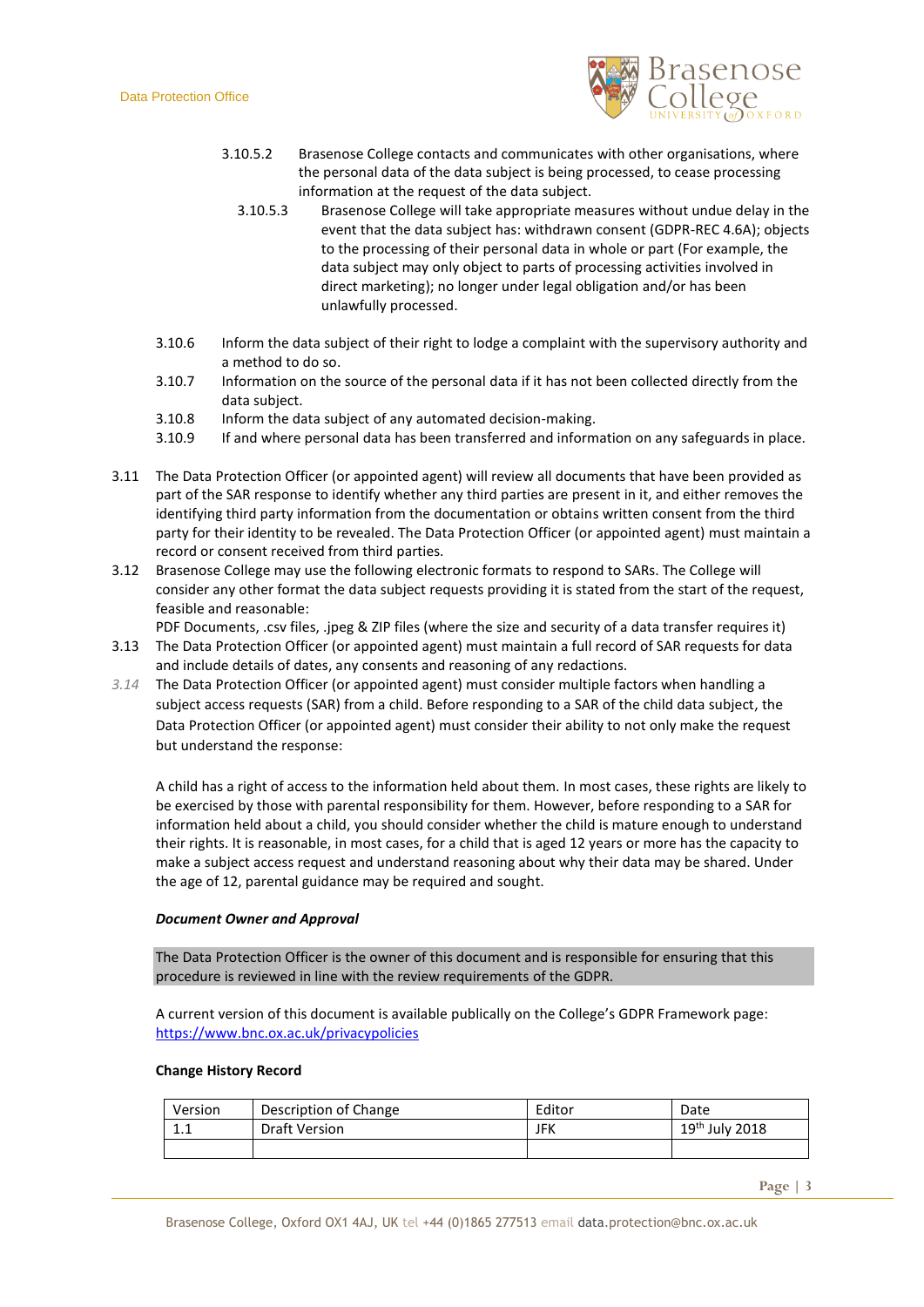3.10.5.2 Brasenose College contacts and communicates with other organisations, where the personal data of the data subject is being processed, to cease processing information at the request of the data subject.

3.10.5.3 Brasenose College will take appropriate measures without undue delay in the event that the data subject has: withdrawn consent (GDPR-REC 4.6A); objects to the processing of their personal data in whole or part (For example, the data subject may only object to parts of processing activities involved in direct marketing); no longer under legal obligation and/or has been unlawfully processed.

3.10.6 Inform the data subject of their right to lodge a complaint with the supervisory authority and a method to do so.

3.10.7 Information on the source of the personal data if it has not been collected directly from the data subject.

3.10.8 Inform the data subject of any automated decision-making.

3.10.9 If and where personal data has been transferred and information on any safeguards in place.

3.11 The Data Protection Officer (or appointed agent) will review all documents that have been provided as part of the SAR response to identify whether any third parties are present in it, and either removes the identifying third party information from the documentation or obtains written consent from the third party for their identity to be revealed. The Data Protection Officer (or appointed agent) must maintain a record or consent received from third parties.

3.12 Brasenose College may use the following electronic formats to respond to SARs. The College will consider any other format the data subject requests providing it is stated from the start of the request, feasible and reasonable:
PDF Documents, .csv files, .jpeg & ZIP files (where the size and security of a data transfer requires it)

3.13 The Data Protection Officer (or appointed agent) must maintain a full record of SAR requests for data and include details of dates, any consents and reasoning of any redactions.

*3.14* The Data Protection Officer (or appointed agent) must consider multiple factors when handling a subject access requests (SAR) from a child. Before responding to a SAR of the child data subject, the Data Protection Officer (or appointed agent) must consider their ability to not only make the request but understand the response:

A child has a right of access to the information held about them. In most cases, these rights are likely to be exercised by those with parental responsibility for them. However, before responding to a SAR for information held about a child, you should consider whether the child is mature enough to understand their rights. It is reasonable, in most cases, for a child that is aged 12 years or more has the capacity to make a subject access request and understand reasoning about why their data may be shared. Under the age of 12, parental guidance may be required and sought.

***Document Owner and Approval***

The Data Protection Officer is the owner of this document and is responsible for ensuring that this procedure is reviewed in line with the review requirements of the GDPR.

A current version of this document is available publically on the College's GDPR Framework page: https://www.bnc.ox.ac.uk/privacypolicies

**Change History Record**

| Version | Description of Change | Editor | Date |
|---|---|---|---|
| 1.1 | Draft Version | JFK | 19th July 2018 |
| | | | |